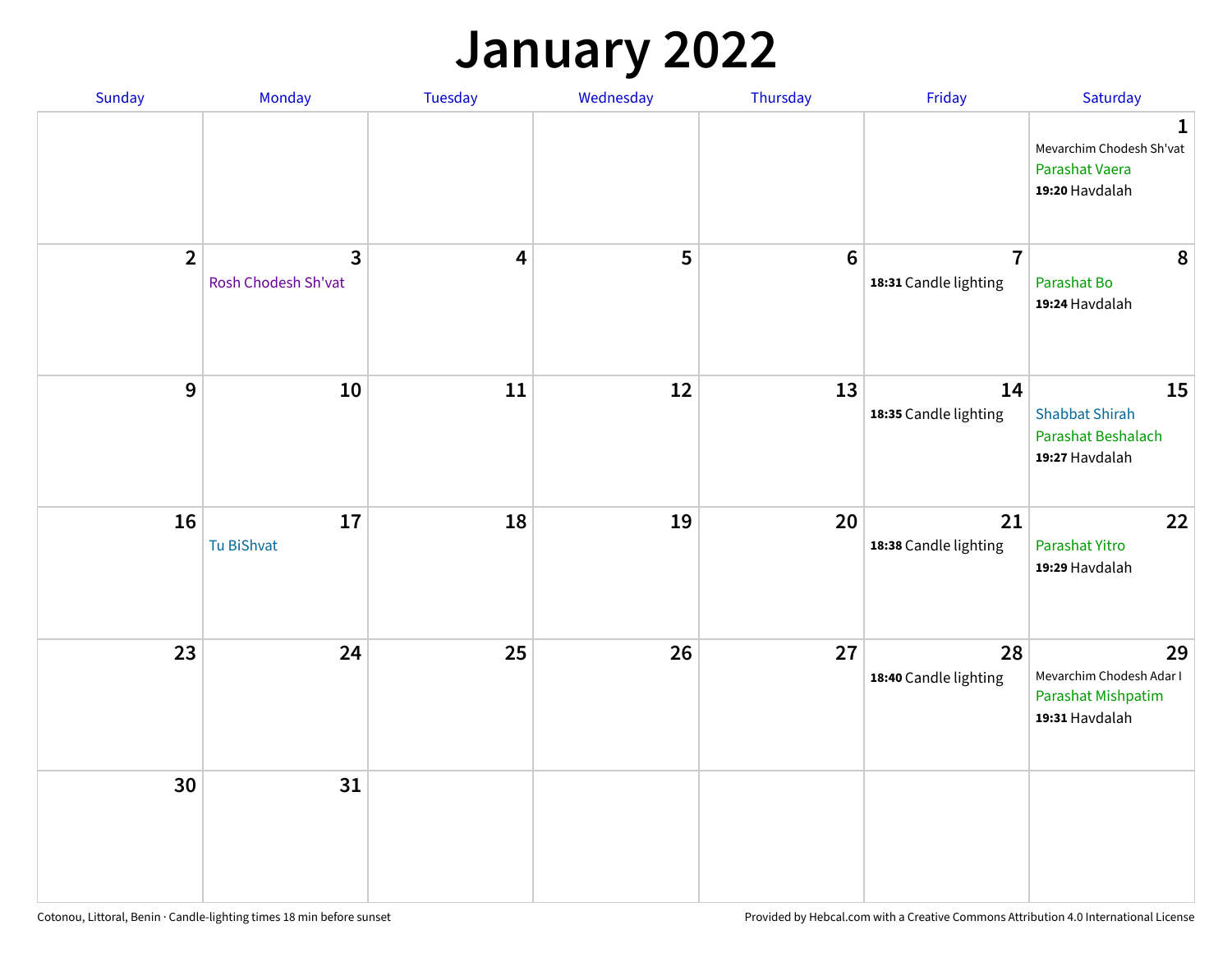# January 2022

| Sunday | Monday | Tuesday | Wednesday | Thursday | Friday | Saturday |
|---|---|---|---|---|---|---|
| | | | | | | 1<br>Mevarchim Chodesh Sh'vat<br>Parashat Vaera<br>**19:20** Havdalah |
| 2 | 3<br>Rosh Chodesh Sh'vat | 4 | 5 | 6 | 7<br>**18:31** Candle lighting | 8<br>Parashat Bo<br>**19:24** Havdalah |
| 9 | 10 | 11 | 12 | 13 | 14<br>**18:35** Candle lighting | 15<br>Shabbat Shirah<br>Parashat Beshalach<br>**19:27** Havdalah |
| 16 | 17<br>Tu BiShvat | 18 | 19 | 20 | 21<br>**18:38** Candle lighting | 22<br>Parashat Yitro<br>**19:29** Havdalah |
| 23 | 24 | 25 | 26 | 27 | 28<br>**18:40** Candle lighting | 29<br>Mevarchim Chodesh Adar I<br>Parashat Mishpatim<br>**19:31** Havdalah |
| 30 | 31 | | | | | |

Cotonou, Littoral, Benin · Candle-lighting times 18 min before sunset

Provided by Hebcal.com with a Creative Commons Attribution 4.0 International License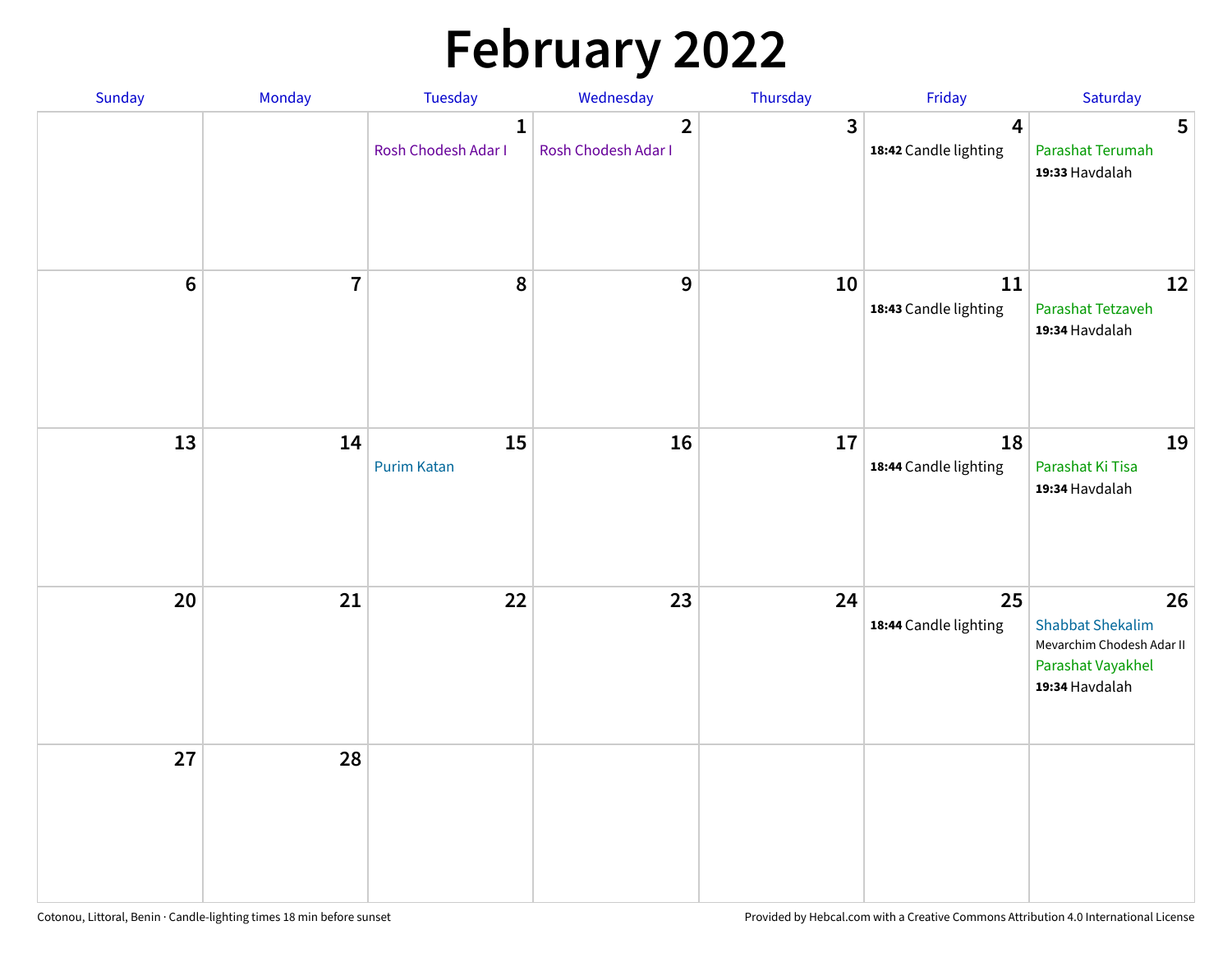# February 2022

| Sunday | Monday | Tuesday | Wednesday | Thursday | Friday | Saturday |
|---|---|---|---|---|---|---|
| | | 1<br>Rosh Chodesh Adar I | 2<br>Rosh Chodesh Adar I | 3 | 4<br>**18:42** Candle lighting | 5<br>Parashat Terumah<br>**19:33** Havdalah |
| 6 | 7 | 8 | 9 | 10 | 11<br>**18:43** Candle lighting | 12<br>Parashat Tetzaveh<br>**19:34** Havdalah |
| 13 | 14 | 15<br>Purim Katan | 16 | 17 | 18<br>**18:44** Candle lighting | 19<br>Parashat Ki Tisa<br>**19:34** Havdalah |
| 20 | 21 | 22 | 23 | 24 | 25<br>**18:44** Candle lighting | 26<br>Shabbat Shekalim<br>Mevarchim Chodesh Adar II<br>Parashat Vayakhel<br>**19:34** Havdalah |
| 27 | 28 | | | | | |

Cotonou, Littoral, Benin · Candle-lighting times 18 min before sunset

Provided by Hebcal.com with a Creative Commons Attribution 4.0 International License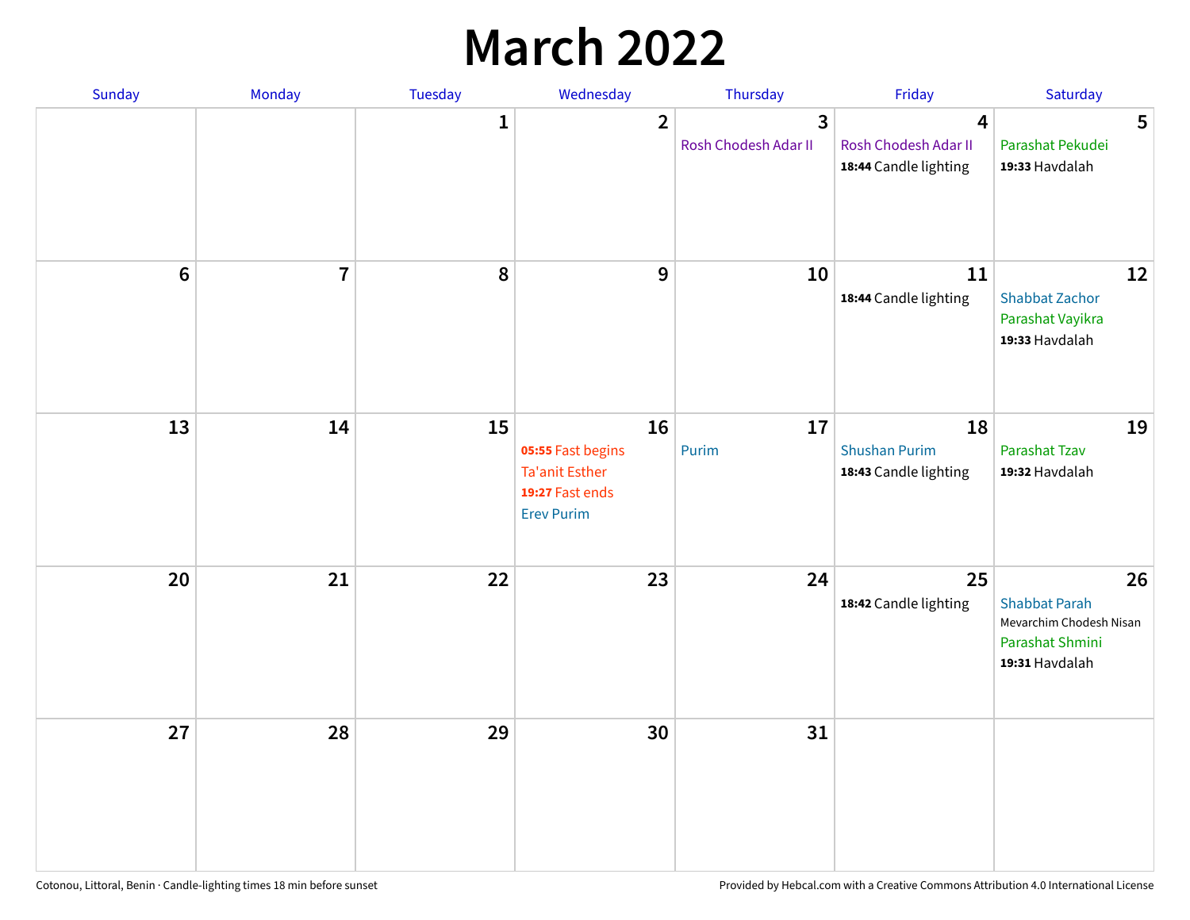# March 2022

| Sunday | Monday | Tuesday | Wednesday | Thursday | Friday | Saturday |
|---|---|---|---|---|---|---|
| | | 1 | 2 | 3<br>Rosh Chodesh Adar II | 4<br>Rosh Chodesh Adar II<br>**18:44** Candle lighting | 5<br>Parashat Pekudei<br>**19:33** Havdalah |
| 6 | 7 | 8 | 9 | 10 | 11<br>**18:44** Candle lighting | 12<br>Shabbat Zachor<br>Parashat Vayikra<br>**19:33** Havdalah |
| 13 | 14 | 15 | 16<br>**05:55** Fast begins<br>Ta'anit Esther<br>**19:27** Fast ends<br>Erev Purim | 17<br>Purim | 18<br>Shushan Purim<br>**18:43** Candle lighting | 19<br>Parashat Tzav<br>**19:32** Havdalah |
| 20 | 21 | 22 | 23 | 24 | 25<br>**18:42** Candle lighting | 26<br>Shabbat Parah<br>Mevarchim Chodesh Nisan<br>Parashat Shmini<br>**19:31** Havdalah |
| 27 | 28 | 29 | 30 | 31 | | |

Cotonou, Littoral, Benin · Candle-lighting times 18 min before sunset

Provided by Hebcal.com with a Creative Commons Attribution 4.0 International License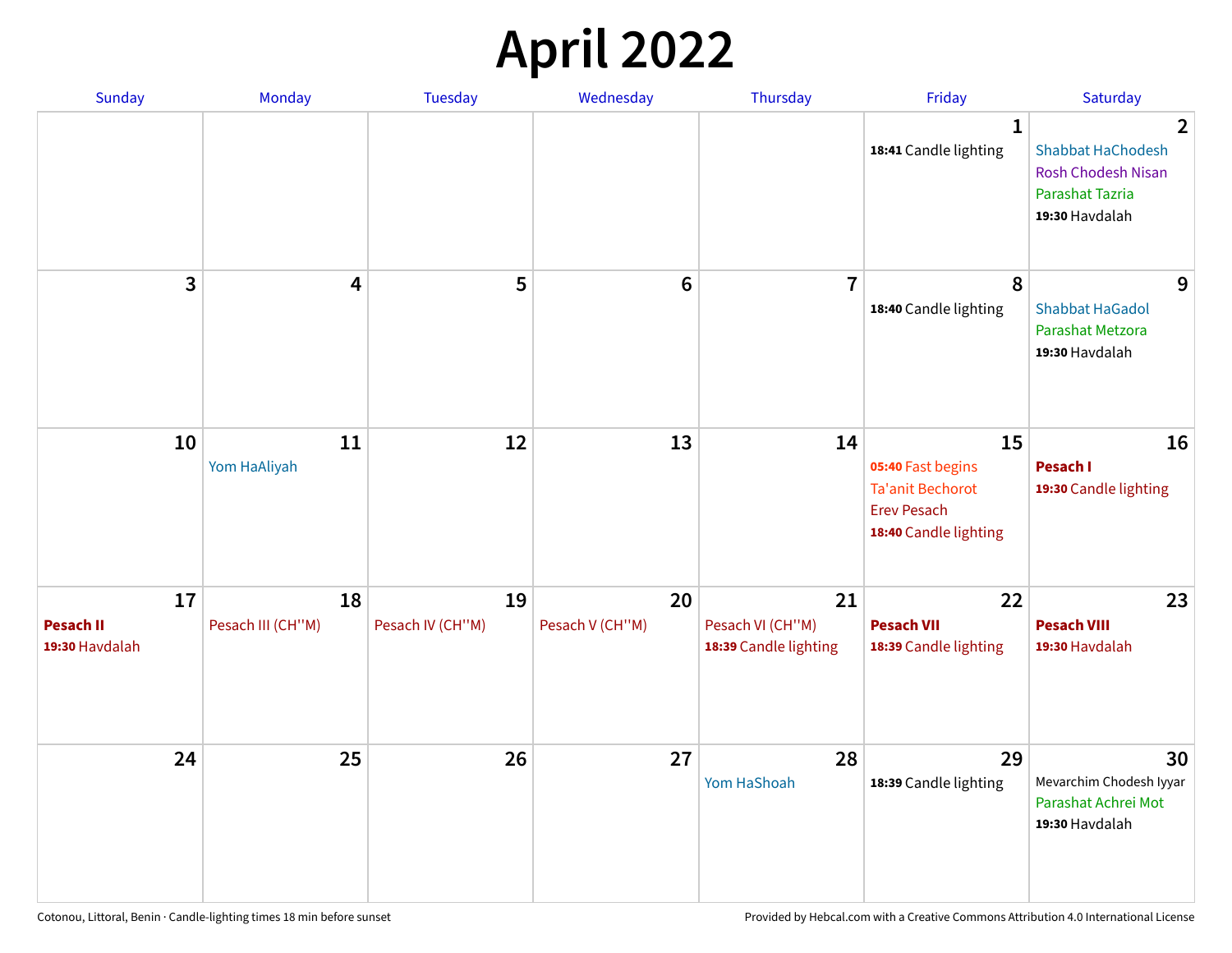# April 2022

| Sunday | Monday | Tuesday | Wednesday | Thursday | Friday | Saturday |
|---|---|---|---|---|---|---|
| | | | | | **1**<br>**18:41** Candle lighting | **2**<br>Shabbat HaChodesh<br>Rosh Chodesh Nisan<br>Parashat Tazria<br>**19:30** Havdalah |
| **3** | **4** | **5** | **6** | **7** | **8**<br>**18:40** Candle lighting | **9**<br>Shabbat HaGadol<br>Parashat Metzora<br>**19:30** Havdalah |
| **10** | **11**<br>Yom HaAliyah | **12** | **13** | **14** | **15**<br>**05:40** Fast begins<br>Ta'anit Bechorot<br>Erev Pesach<br>**18:40** Candle lighting | **16**<br>**Pesach I**<br>**19:30** Candle lighting |
| **17**<br>**Pesach II**<br>**19:30** Havdalah | **18**<br>Pesach III (CH''M) | **19**<br>Pesach IV (CH''M) | **20**<br>Pesach V (CH''M) | **21**<br>Pesach VI (CH''M)<br>**18:39** Candle lighting | **22**<br>**Pesach VII**<br>**18:39** Candle lighting | **23**<br>**Pesach VIII**<br>**19:30** Havdalah |
| **24** | **25** | **26** | **27** | **28**<br>Yom HaShoah | **29**<br>**18:39** Candle lighting | **30**<br>Mevarchim Chodesh Iyyar<br>Parashat Achrei Mot<br>**19:30** Havdalah |

Cotonou, Littoral, Benin · Candle-lighting times 18 min before sunset

Provided by Hebcal.com with a Creative Commons Attribution 4.0 International License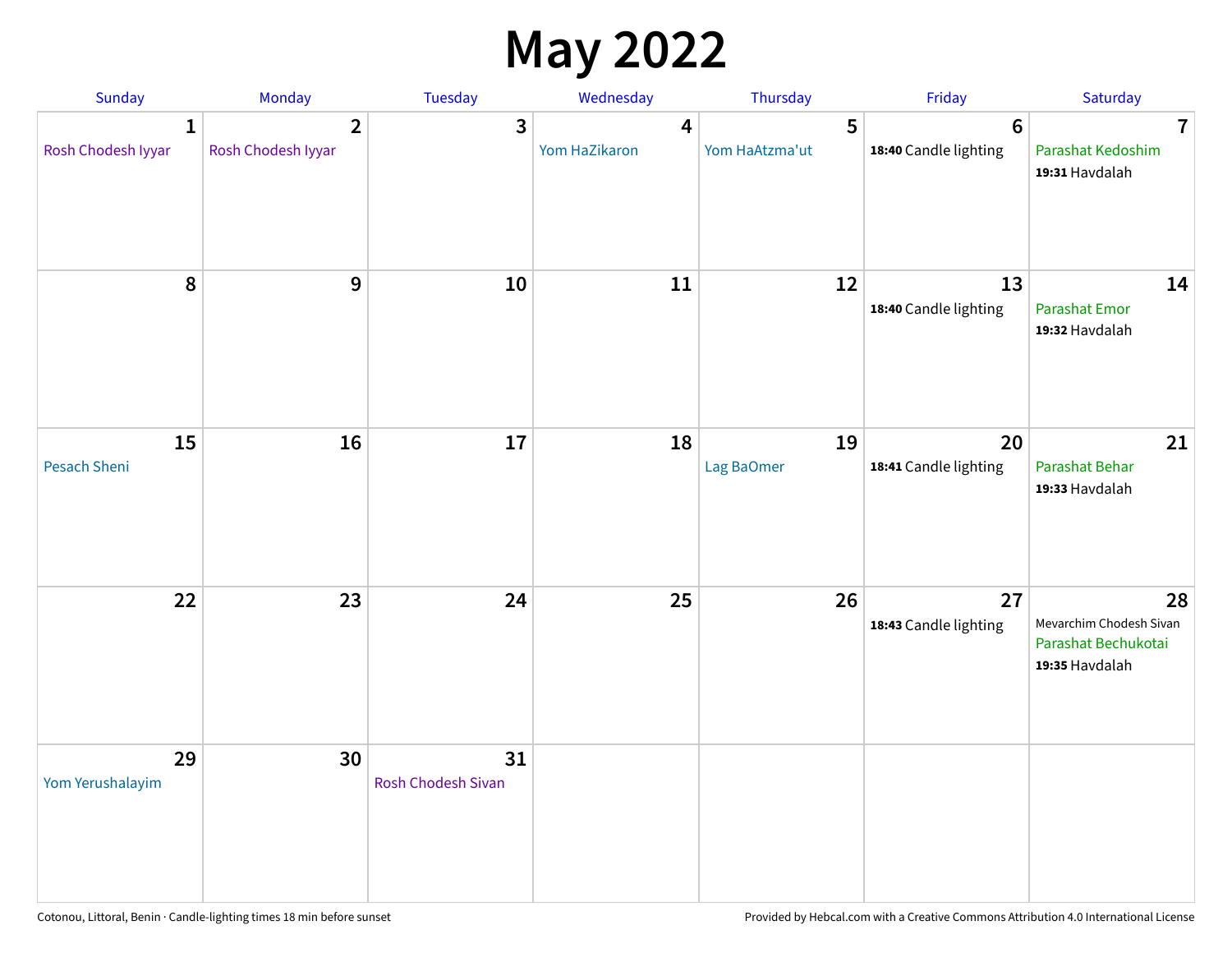# May 2022

| Sunday | Monday | Tuesday | Wednesday | Thursday | Friday | Saturday |
|---|---|---|---|---|---|---|
| **1** Rosh Chodesh Iyyar | **2** Rosh Chodesh Iyyar | **3** | **4** Yom HaZikaron | **5** Yom HaAtzma'ut | **6** **18:40** Candle lighting | **7** Parashat Kedoshim **19:31** Havdalah |
| **8** | **9** | **10** | **11** | **12** | **13** **18:40** Candle lighting | **14** Parashat Emor **19:32** Havdalah |
| **15** Pesach Sheni | **16** | **17** | **18** | **19** Lag BaOmer | **20** **18:41** Candle lighting | **21** Parashat Behar **19:33** Havdalah |
| **22** | **23** | **24** | **25** | **26** | **27** **18:43** Candle lighting | **28** Mevarchim Chodesh Sivan Parashat Bechukotai **19:35** Havdalah |
| **29** Yom Yerushalayim | **30** | **31** Rosh Chodesh Sivan | | | | |

Cotonou, Littoral, Benin · Candle-lighting times 18 min before sunset

Provided by Hebcal.com with a Creative Commons Attribution 4.0 International License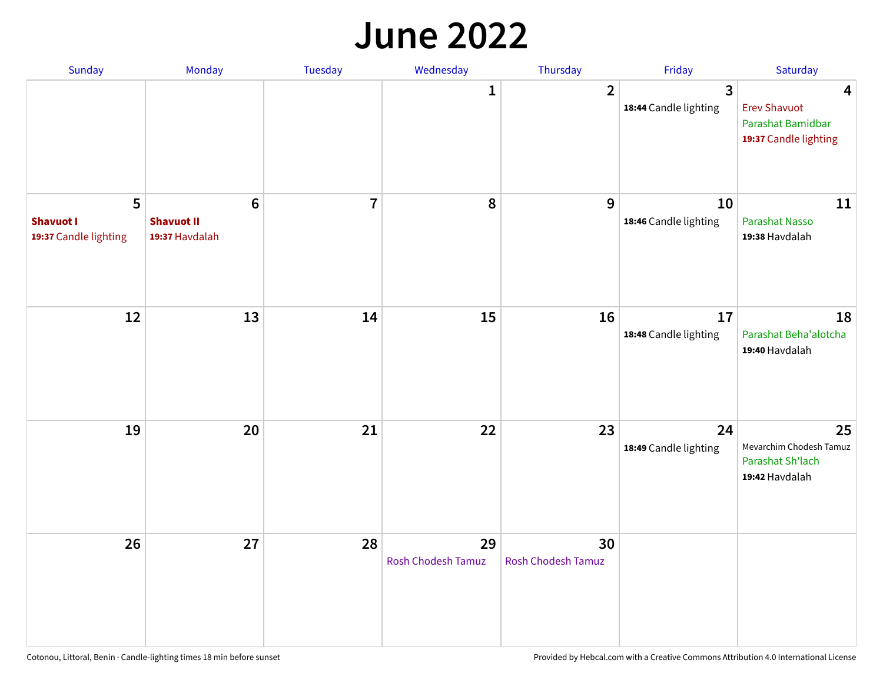# June 2022

| Sunday | Monday | Tuesday | Wednesday | Thursday | Friday | Saturday |
|---|---|---|---|---|---|---|
| | | | 1 | 2 | 3<br>**18:44** Candle lighting | 4<br>Erev Shavuot<br>Parashat Bamidbar<br>**19:37** Candle lighting |
| 5<br>**Shavuot I**<br>**19:37** Candle lighting | 6<br>**Shavuot II**<br>**19:37** Havdalah | 7 | 8 | 9 | 10<br>**18:46** Candle lighting | 11<br>Parashat Nasso<br>**19:38** Havdalah |
| 12 | 13 | 14 | 15 | 16 | 17<br>**18:48** Candle lighting | 18<br>Parashat Beha'alotcha<br>**19:40** Havdalah |
| 19 | 20 | 21 | 22 | 23 | 24<br>**18:49** Candle lighting | 25<br>Mevarchim Chodesh Tamuz<br>Parashat Sh'lach<br>**19:42** Havdalah |
| 26 | 27 | 28 | 29<br>Rosh Chodesh Tamuz | 30<br>Rosh Chodesh Tamuz | | |

Cotonou, Littoral, Benin · Candle-lighting times 18 min before sunset

Provided by Hebcal.com with a Creative Commons Attribution 4.0 International License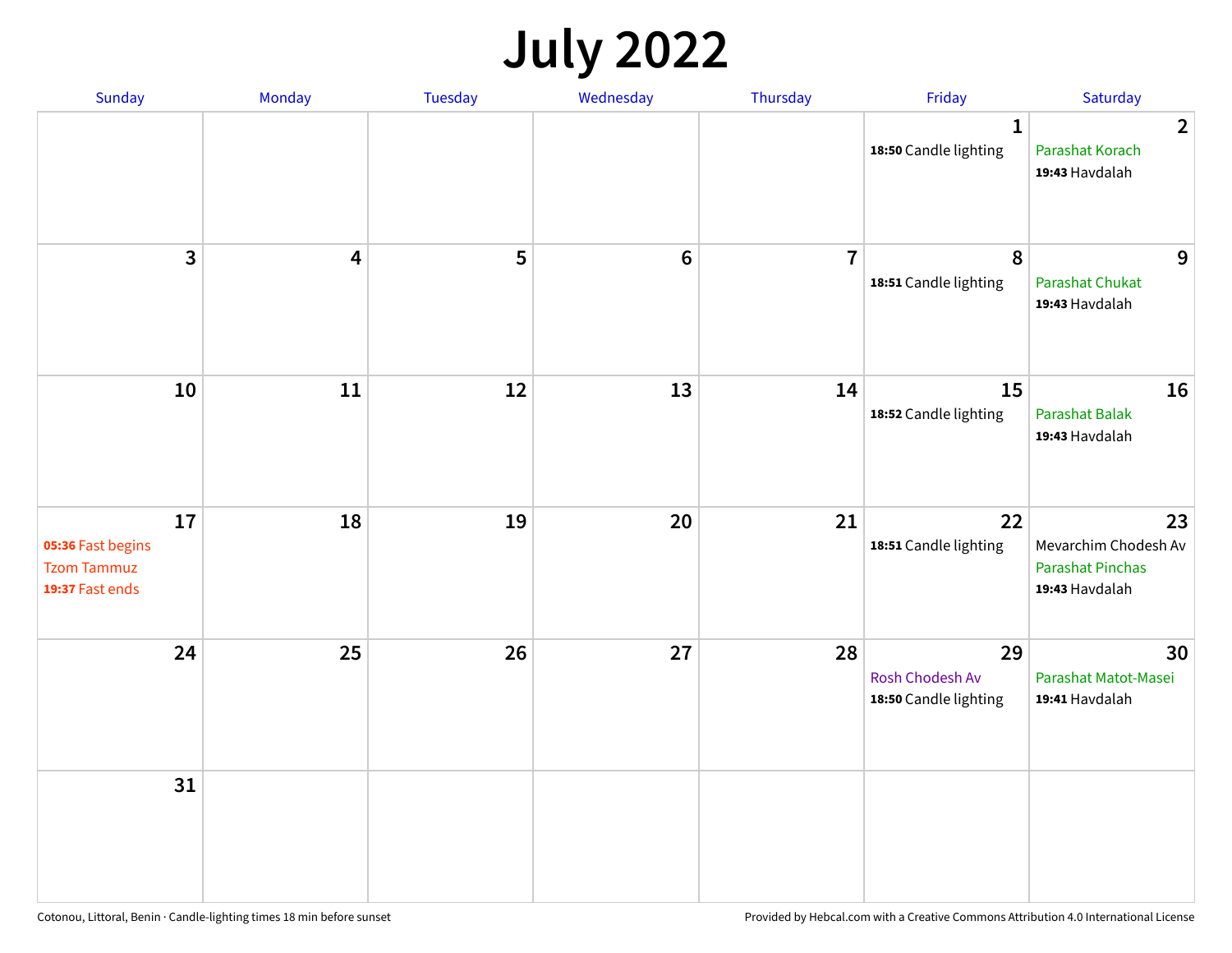# July 2022

| Sunday | Monday | Tuesday | Wednesday | Thursday | Friday | Saturday |
|---|---|---|---|---|---|---|
| | | | | | **1**<br>**18:50** Candle lighting | **2**<br>Parashat Korach<br>**19:43** Havdalah |
| **3** | **4** | **5** | **6** | **7** | **8**<br>**18:51** Candle lighting | **9**<br>Parashat Chukat<br>**19:43** Havdalah |
| **10** | **11** | **12** | **13** | **14** | **15**<br>**18:52** Candle lighting | **16**<br>Parashat Balak<br>**19:43** Havdalah |
| **17**<br>**05:36** Fast begins<br>Tzom Tammuz<br>**19:37** Fast ends | **18** | **19** | **20** | **21** | **22**<br>**18:51** Candle lighting | **23**<br>Mevarchim Chodesh Av<br>Parashat Pinchas<br>**19:43** Havdalah |
| **24** | **25** | **26** | **27** | **28** | **29**<br>Rosh Chodesh Av<br>**18:50** Candle lighting | **30**<br>Parashat Matot-Masei<br>**19:41** Havdalah |
| **31** | | | | | | |

Cotonou, Littoral, Benin · Candle-lighting times 18 min before sunset

Provided by Hebcal.com with a Creative Commons Attribution 4.0 International License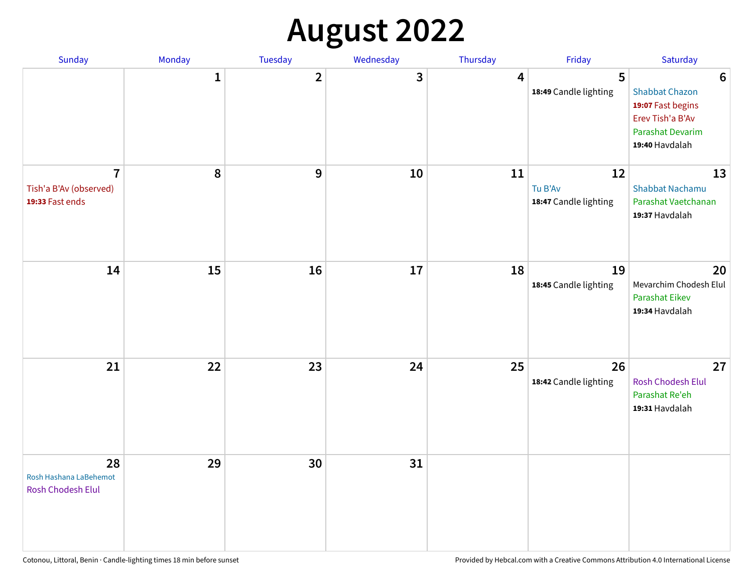# August 2022

| Sunday | Monday | Tuesday | Wednesday | Thursday | Friday | Saturday |
|---|---|---|---|---|---|---|
| | 1 | 2 | 3 | 4 | 5<br>**18:49** Candle lighting | 6<br>Shabbat Chazon<br>**19:07** Fast begins<br>Erev Tish'a B'Av<br>Parashat Devarim<br>**19:40** Havdalah |
| 7<br>Tish'a B'Av (observed)<br>**19:33** Fast ends | 8 | 9 | 10 | 11 | 12<br>Tu B'Av<br>**18:47** Candle lighting | 13<br>Shabbat Nachamu<br>Parashat Vaetchanan<br>**19:37** Havdalah |
| 14 | 15 | 16 | 17 | 18 | 19<br>**18:45** Candle lighting | 20<br>Mevarchim Chodesh Elul<br>Parashat Eikev<br>**19:34** Havdalah |
| 21 | 22 | 23 | 24 | 25 | 26<br>**18:42** Candle lighting | 27<br>Rosh Chodesh Elul<br>Parashat Re'eh<br>**19:31** Havdalah |
| 28<br>Rosh Hashana LaBehemot<br>Rosh Chodesh Elul | 29 | 30 | 31 | | | |

Cotonou, Littoral, Benin · Candle-lighting times 18 min before sunset

Provided by Hebcal.com with a Creative Commons Attribution 4.0 International License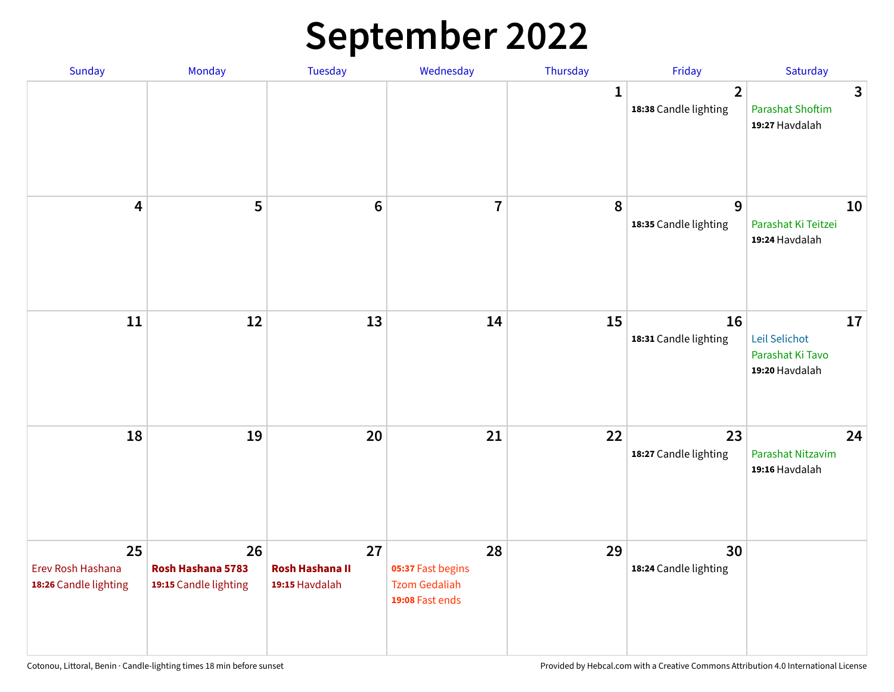# September 2022

| Sunday | Monday | Tuesday | Wednesday | Thursday | Friday | Saturday |
|---|---|---|---|---|---|---|
| | | | | 1 | 2<br>**18:38** Candle lighting | 3<br>Parashat Shoftim<br>**19:27** Havdalah |
| 4 | 5 | 6 | 7 | 8 | 9<br>**18:35** Candle lighting | 10<br>Parashat Ki Teitzei<br>**19:24** Havdalah |
| 11 | 12 | 13 | 14 | 15 | 16<br>**18:31** Candle lighting | 17<br>Leil Selichot<br>Parashat Ki Tavo<br>**19:20** Havdalah |
| 18 | 19 | 20 | 21 | 22 | 23<br>**18:27** Candle lighting | 24<br>Parashat Nitzavim<br>**19:16** Havdalah |
| 25<br>Erev Rosh Hashana<br>**18:26** Candle lighting | 26<br>**Rosh Hashana 5783**<br>**19:15** Candle lighting | 27<br>**Rosh Hashana II**<br>**19:15** Havdalah | 28<br>**05:37** Fast begins<br>Tzom Gedaliah<br>**19:08** Fast ends | 29 | 30<br>**18:24** Candle lighting | |

Cotonou, Littoral, Benin · Candle-lighting times 18 min before sunset

Provided by Hebcal.com with a Creative Commons Attribution 4.0 International License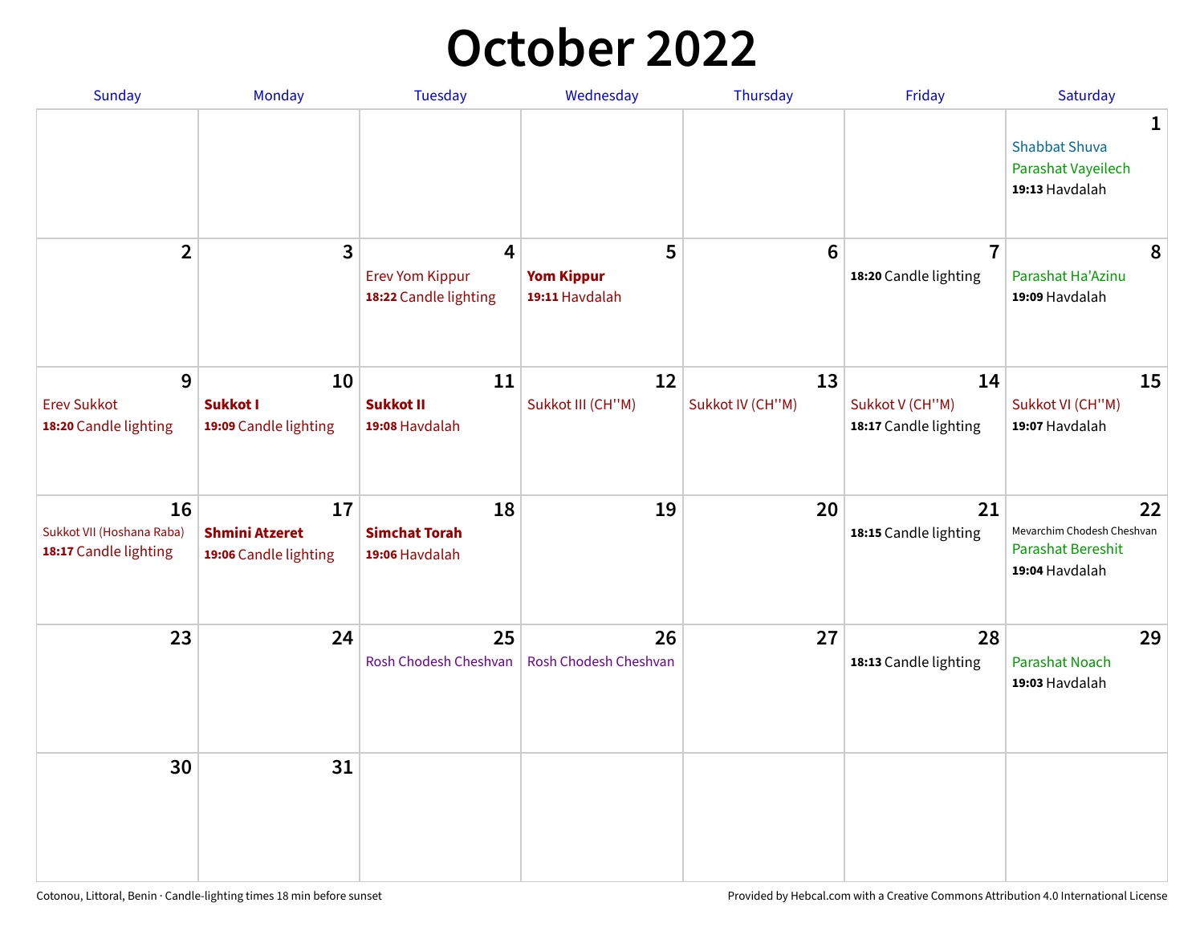# October 2022

| Sunday | Monday | Tuesday | Wednesday | Thursday | Friday | Saturday |
|---|---|---|---|---|---|---|
| | | | | | | **1** Shabbat Shuva<br>Parashat Vayeilech<br>**19:13** Havdalah |
| **2** | **3** | **4** Erev Yom Kippur<br>**18:22** Candle lighting | **5** **Yom Kippur**<br>**19:11** Havdalah | **6** | **7** **18:20** Candle lighting | **8** Parashat Ha'Azinu<br>**19:09** Havdalah |
| **9** Erev Sukkot<br>**18:20** Candle lighting | **10** **Sukkot I**<br>**19:09** Candle lighting | **11** **Sukkot II**<br>**19:08** Havdalah | **12** Sukkot III (CH''M) | **13** Sukkot IV (CH''M) | **14** Sukkot V (CH''M)<br>**18:17** Candle lighting | **15** Sukkot VI (CH''M)<br>**19:07** Havdalah |
| **16** Sukkot VII (Hoshana Raba)<br>**18:17** Candle lighting | **17** **Shmini Atzeret**<br>**19:06** Candle lighting | **18** **Simchat Torah**<br>**19:06** Havdalah | **19** | **20** | **21** **18:15** Candle lighting | **22** Mevarchim Chodesh Cheshvan<br>Parashat Bereshit<br>**19:04** Havdalah |
| **23** | **24** | **25** Rosh Chodesh Cheshvan | **26** Rosh Chodesh Cheshvan | **27** | **28** **18:13** Candle lighting | **29** Parashat Noach<br>**19:03** Havdalah |
| **30** | **31** | | | | | |

Cotonou, Littoral, Benin · Candle-lighting times 18 min before sunset

Provided by Hebcal.com with a Creative Commons Attribution 4.0 International License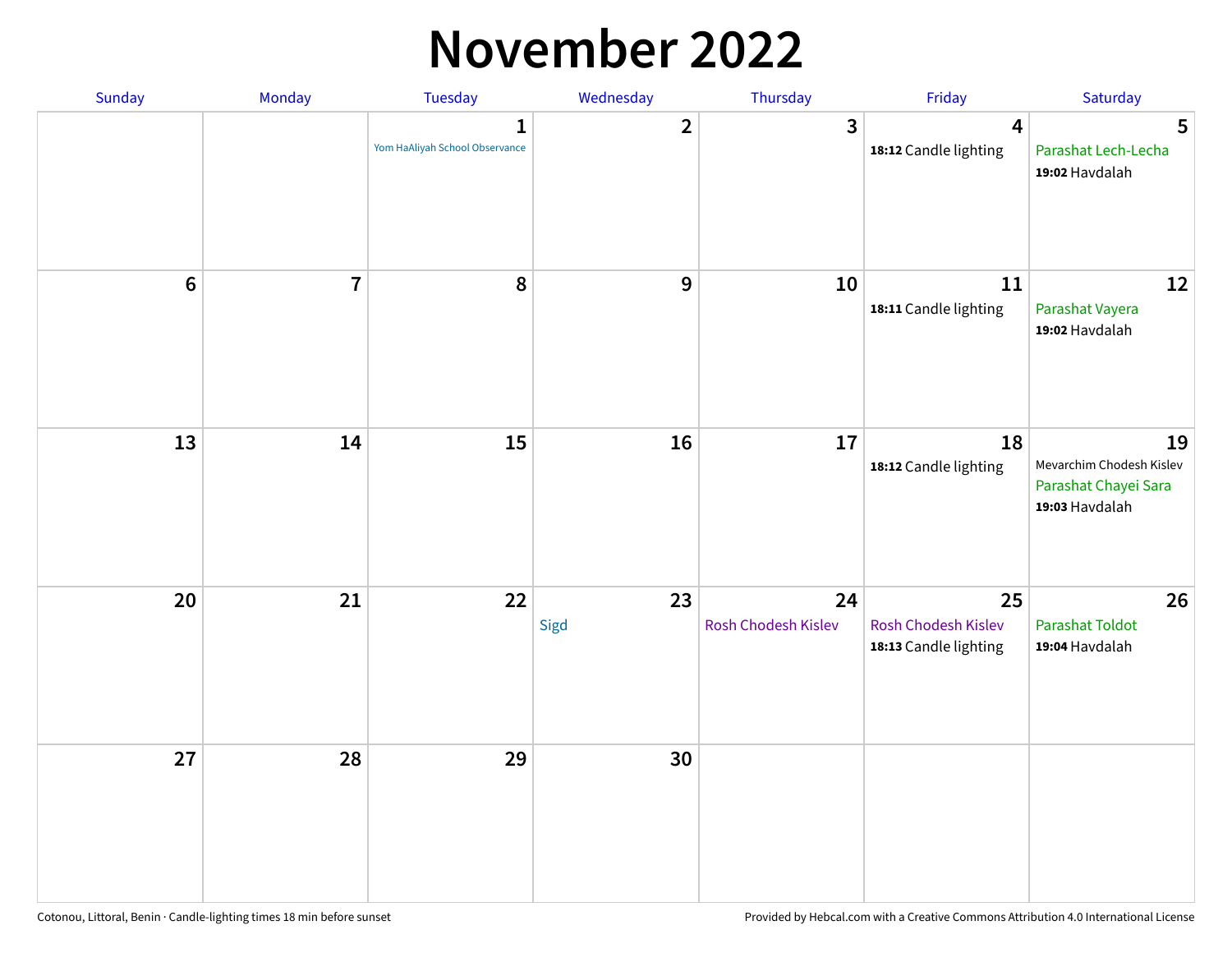# November 2022

| Sunday | Monday | Tuesday | Wednesday | Thursday | Friday | Saturday |
|---|---|---|---|---|---|---|
| | | 1<br>Yom HaAliyah School Observance | 2 | 3 | 4<br>**18:12** Candle lighting | 5<br>Parashat Lech-Lecha<br>**19:02** Havdalah |
| 6 | 7 | 8 | 9 | 10 | 11<br>**18:11** Candle lighting | 12<br>Parashat Vayera<br>**19:02** Havdalah |
| 13 | 14 | 15 | 16 | 17 | 18<br>**18:12** Candle lighting | 19<br>Mevarchim Chodesh Kislev<br>Parashat Chayei Sara<br>**19:03** Havdalah |
| 20 | 21 | 22 | 23<br>Sigd | 24<br>Rosh Chodesh Kislev | 25<br>Rosh Chodesh Kislev<br>**18:13** Candle lighting | 26<br>Parashat Toldot<br>**19:04** Havdalah |
| 27 | 28 | 29 | 30 | | | |

Cotonou, Littoral, Benin · Candle-lighting times 18 min before sunset

Provided by Hebcal.com with a Creative Commons Attribution 4.0 International License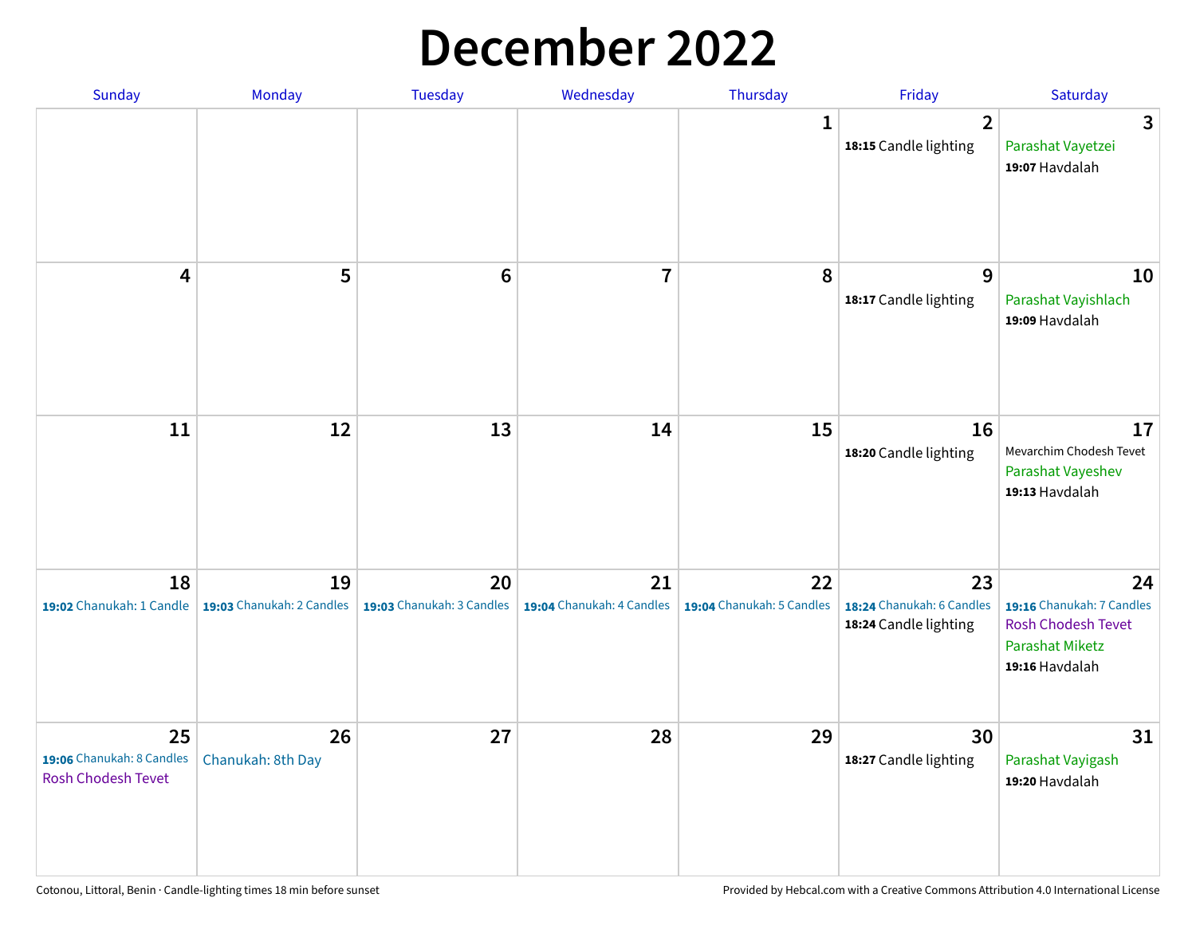# December 2022

| Sunday | Monday | Tuesday | Wednesday | Thursday | Friday | Saturday |
|---|---|---|---|---|---|---|
| | | | | 1 | 2<br>**18:15** Candle lighting | 3<br>Parashat Vayetzei<br>**19:07** Havdalah |
| 4 | 5 | 6 | 7 | 8 | 9<br>**18:17** Candle lighting | 10<br>Parashat Vayishlach<br>**19:09** Havdalah |
| 11 | 12 | 13 | 14 | 15 | 16<br>**18:20** Candle lighting | 17<br>Mevarchim Chodesh Tevet<br>Parashat Vayeshev<br>**19:13** Havdalah |
| 18<br>**19:02** Chanukah: 1 Candle | 19<br>**19:03** Chanukah: 2 Candles | 20<br>**19:03** Chanukah: 3 Candles | 21<br>**19:04** Chanukah: 4 Candles | 22<br>**19:04** Chanukah: 5 Candles | 23<br>**18:24** Chanukah: 6 Candles<br>**18:24** Candle lighting | 24<br>**19:16** Chanukah: 7 Candles<br>Rosh Chodesh Tevet<br>Parashat Miketz<br>**19:16** Havdalah |
| 25<br>**19:06** Chanukah: 8 Candles<br>Rosh Chodesh Tevet | 26<br>Chanukah: 8th Day | 27 | 28 | 29 | 30<br>**18:27** Candle lighting | 31<br>Parashat Vayigash<br>**19:20** Havdalah |

Cotonou, Littoral, Benin · Candle-lighting times 18 min before sunset

Provided by Hebcal.com with a Creative Commons Attribution 4.0 International License